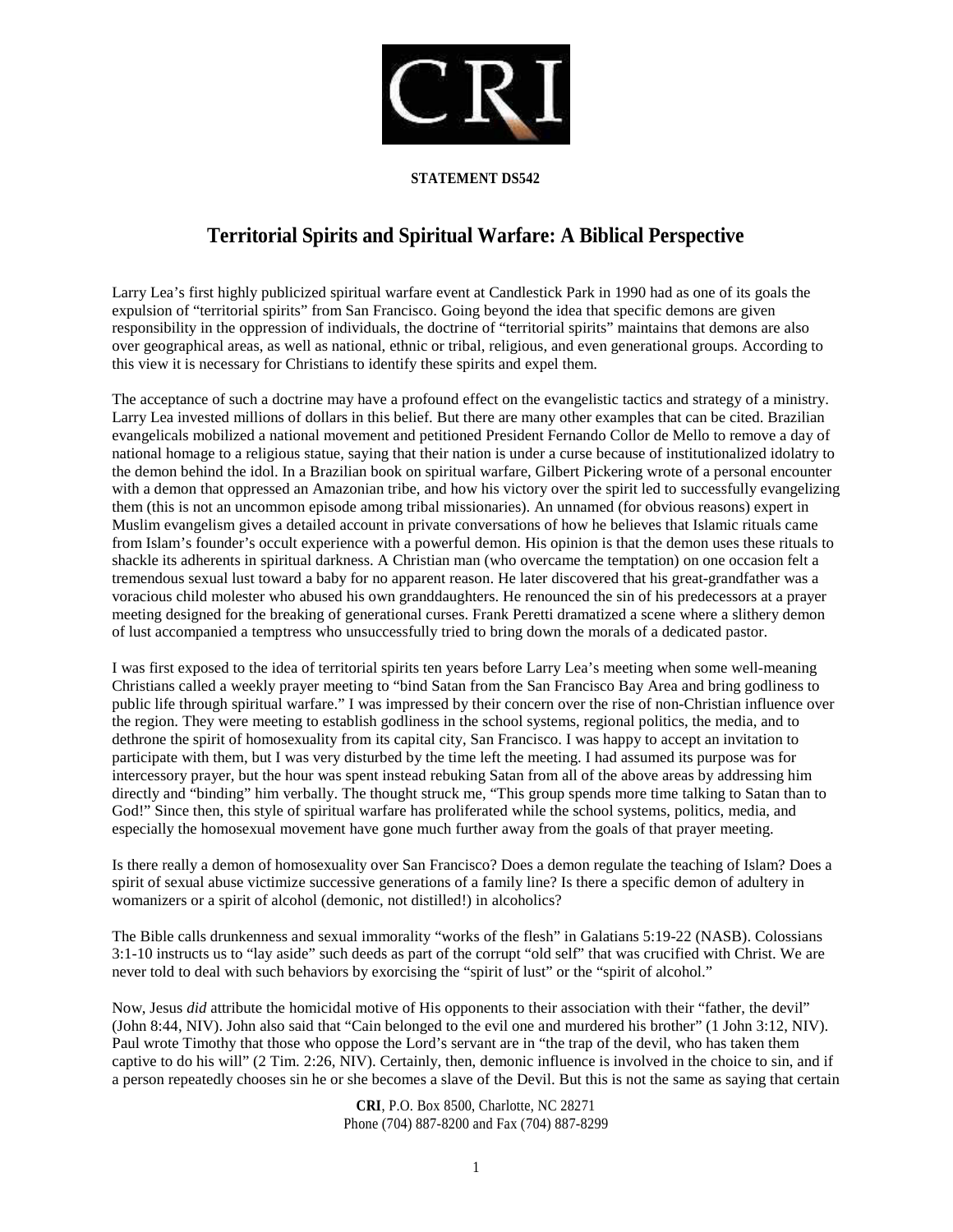**STATEMENT DS542**

# Territorial Spirits and Spiritual Warfare: A Biblical Perspective

Larry Lea's first highly publicized spiritual warfare event at Candlestick Park in 1990 had as one of its goals the expulsion of "territorial spirits" from San Francisco. Going beyond the idea that specific demons are given responsibility in the oppression of individuals, the doctrine of "territorial spirits" maintains that demons are also over geographical areas, as well as national, ethnic or tribal, religious, and even generational groups. According to this view it is necessary for Christians to identify these spirits and expel them.

The acceptance of such a doctrine may have a profound effect on the evangelistic tactics and strategy of a ministry. Larry Lea invested millions of dollars in this belief. But there are many other examples that can be cited. Brazilian evangelicals mobilized a national movement and petitioned President Fernando Collor de Mello to remove a day of national homage to a religious statue, saying that their nation is under a curse because of institutionalized idolatry to the demon behind the idol. In a Brazilian book on spiritual warfare, Gilbert Pickering wrote of a personal encounter with a demon that oppressed an Amazonian tribe, and how his victory over the spirit led to successfully evangelizing them (this is not an uncommon episode among tribal missionaries). An unnamed (for obvious reasons) expert in Muslim evangelism gives a detailed account in private conversations of how he believes that Islamic rituals came from Islam's founder's occult experience with a powerful demon. His opinion is that the demon uses these rituals to shackle its adherents in spiritual darkness. A Christian man (who overcame the temptation) on one occasion felt a tremendous sexual lust toward a baby for no apparent reason. He later discovered that his great-grandfather was a voracious child molester who abused his own granddaughters. He renounced the sin of his predecessors at a prayer meeting designed for the breaking of generational curses. Frank Peretti dramatized a scene where a slithery demon of lust accompanied a temptress who unsuccessfully tried to bring down the morals of a dedicated pastor.

I was first exposed to the idea of territorial spirits ten years before Larry Lea's meeting when some well-meaning Christians called a weekly prayer meeting to "bind Satan from the San Francisco Bay Area and bring godliness to public life through spiritual warfare." I was impressed by their concern over the rise of non-Christian influence over the region. They were meeting to establish godliness in the school systems, regional politics, the media, and to dethrone the spirit of homosexuality from its capital city, San Francisco. I was happy to accept an invitation to participate with them, but I was very disturbed by the time left the meeting. I had assumed its purpose was for intercessory prayer, but the hour was spent instead rebuking Satan from all of the above areas by addressing him directly and "binding" him verbally. The thought struck me, "This group spends more time talking to Satan than to God!" Since then, this style of spiritual warfare has proliferated while the school systems, politics, media, and especially the homosexual movement have gone much further away from the goals of that prayer meeting.

Is there really a demon of homosexuality over San Francisco? Does a demon regulate the teaching of Islam? Does a spirit of sexual abuse victimize successive generations of a family line? Is there a specific demon of adultery in womanizers or a spirit of alcohol (demonic, not distilled!) in alcoholics?

The Bible calls drunkenness and sexual immorality "works of the flesh" in Galatians 5:19-22 (NASB). Colossians 3:1-10 instructs us to "lay aside" such deeds as part of the corrupt "old self" that was crucified with Christ. We are never told to deal with such behaviors by exorcising the "spirit of lust" or the "spirit of alcohol."

Now, Jesus *did* attribute the homicidal motive of His opponents to their association with their "father, the devil" (John 8:44, NIV). John also said that "Cain belonged to the evil one and murdered his brother" (1 John 3:12, NIV). Paul wrote Timothy that those who oppose the Lord's servant are in "the trap of the devil, who has taken them captive to do his will" (2 Tim. 2:26, NIV). Certainly, then, demonic influence is involved in the choice to sin, and if a person repeatedly chooses sin he or she becomes a slave of the Devil. But this is not the same as saying that certain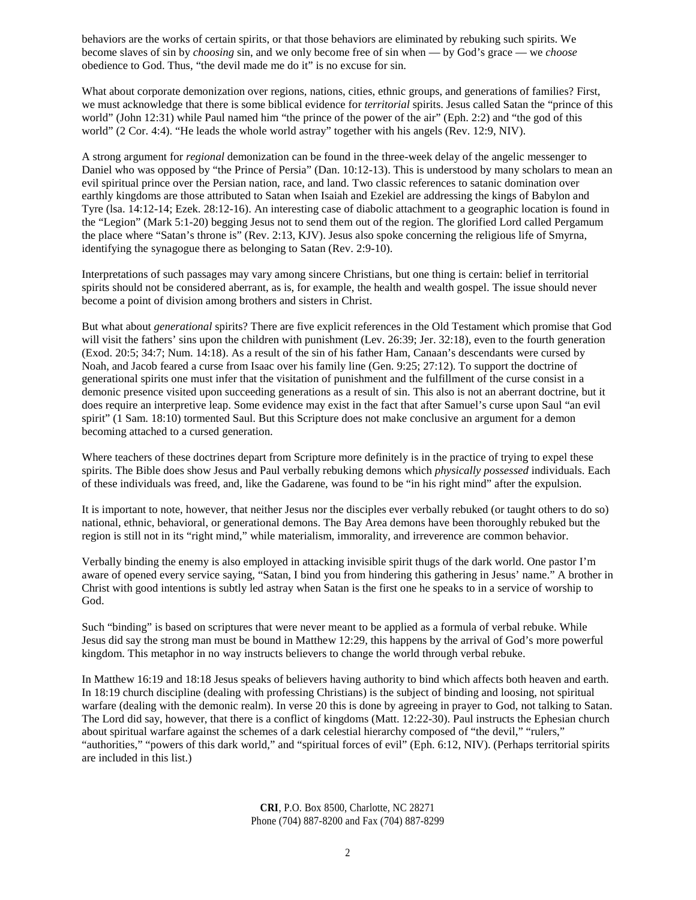behaviors are the works of certain spirits, or that those behaviors are eliminated by rebuking such spirits. We become slaves of sin by *choosing* sin, and we only become free of sin when — by God's grace — we *choose* obedience to God. Thus, "the devil made me do it" is no excuse for sin.

What about corporate demonization over regions, nations, cities, ethnic groups, and generations of families? First, we must acknowledge that there is some biblical evidence for *territorial* spirits. Jesus called Satan the "prince of this world" (John 12:31) while Paul named him "the prince of the power of the air" (Eph. 2:2) and "the god of this world" (2 Cor. 4:4). "He leads the whole world astray" together with his angels (Rev. 12:9, NIV).

A strong argument for *regional* demonization can be found in the three-week delay of the angelic messenger to Daniel who was opposed by "the Prince of Persia" (Dan. 10:12-13). This is understood by many scholars to mean an evil spiritual prince over the Persian nation, race, and land. Two classic references to satanic domination over earthly kingdoms are those attributed to Satan when Isaiah and Ezekiel are addressing the kings of Babylon and Tyre (lsa. 14:12-14; Ezek. 28:12-16). An interesting case of diabolic attachment to a geographic location is found in the "Legion" (Mark 5:1-20) begging Jesus not to send them out of the region. The glorified Lord called Pergamum the place where "Satan's throne is" (Rev. 2:13, KJV). Jesus also spoke concerning the religious life of Smyrna, identifying the synagogue there as belonging to Satan (Rev. 2:9-10).

Interpretations of such passages may vary among sincere Christians, but one thing is certain: belief in territorial spirits should not be considered aberrant, as is, for example, the health and wealth gospel. The issue should never become a point of division among brothers and sisters in Christ.

But what about *generational* spirits? There are five explicit references in the Old Testament which promise that God will visit the fathers' sins upon the children with punishment (Lev. 26:39; Jer. 32:18), even to the fourth generation (Exod. 20:5; 34:7; Num. 14:18). As a result of the sin of his father Ham, Canaan's descendants were cursed by Noah, and Jacob feared a curse from Isaac over his family line (Gen. 9:25; 27:12). To support the doctrine of generational spirits one must infer that the visitation of punishment and the fulfillment of the curse consist in a demonic presence visited upon succeeding generations as a result of sin. This also is not an aberrant doctrine, but it does require an interpretive leap. Some evidence may exist in the fact that after Samuel's curse upon Saul "an evil spirit" (1 Sam. 18:10) tormented Saul. But this Scripture does not make conclusive an argument for a demon becoming attached to a cursed generation.

Where teachers of these doctrines depart from Scripture more definitely is in the practice of trying to expel these spirits. The Bible does show Jesus and Paul verbally rebuking demons which *physically possessed* individuals. Each of these individuals was freed, and, like the Gadarene, was found to be "in his right mind" after the expulsion.

It is important to note, however, that neither Jesus nor the disciples ever verbally rebuked (or taught others to do so) national, ethnic, behavioral, or generational demons. The Bay Area demons have been thoroughly rebuked but the region is still not in its "right mind," while materialism, immorality, and irreverence are common behavior.

Verbally binding the enemy is also employed in attacking invisible spirit thugs of the dark world. One pastor I'm aware of opened every service saying, "Satan, I bind you from hindering this gathering in Jesus' name." A brother in Christ with good intentions is subtly led astray when Satan is the first one he speaks to in a service of worship to God.

Such "binding" is based on scriptures that were never meant to be applied as a formula of verbal rebuke. While Jesus did say the strong man must be bound in Matthew 12:29, this happens by the arrival of God's more powerful kingdom. This metaphor in no way instructs believers to change the world through verbal rebuke.

In Matthew 16:19 and 18:18 Jesus speaks of believers having authority to bind which affects both heaven and earth. In 18:19 church discipline (dealing with professing Christians) is the subject of binding and loosing, not spiritual warfare (dealing with the demonic realm). In verse 20 this is done by agreeing in prayer to God, not talking to Satan. The Lord did say, however, that there is a conflict of kingdoms (Matt. 12:22-30). Paul instructs the Ephesian church about spiritual warfare against the schemes of a dark celestial hierarchy composed of "the devil," "rulers," "authorities," "powers of this dark world," and "spiritual forces of evil" (Eph. 6:12, NIV). (Perhaps territorial spirits are included in this list.)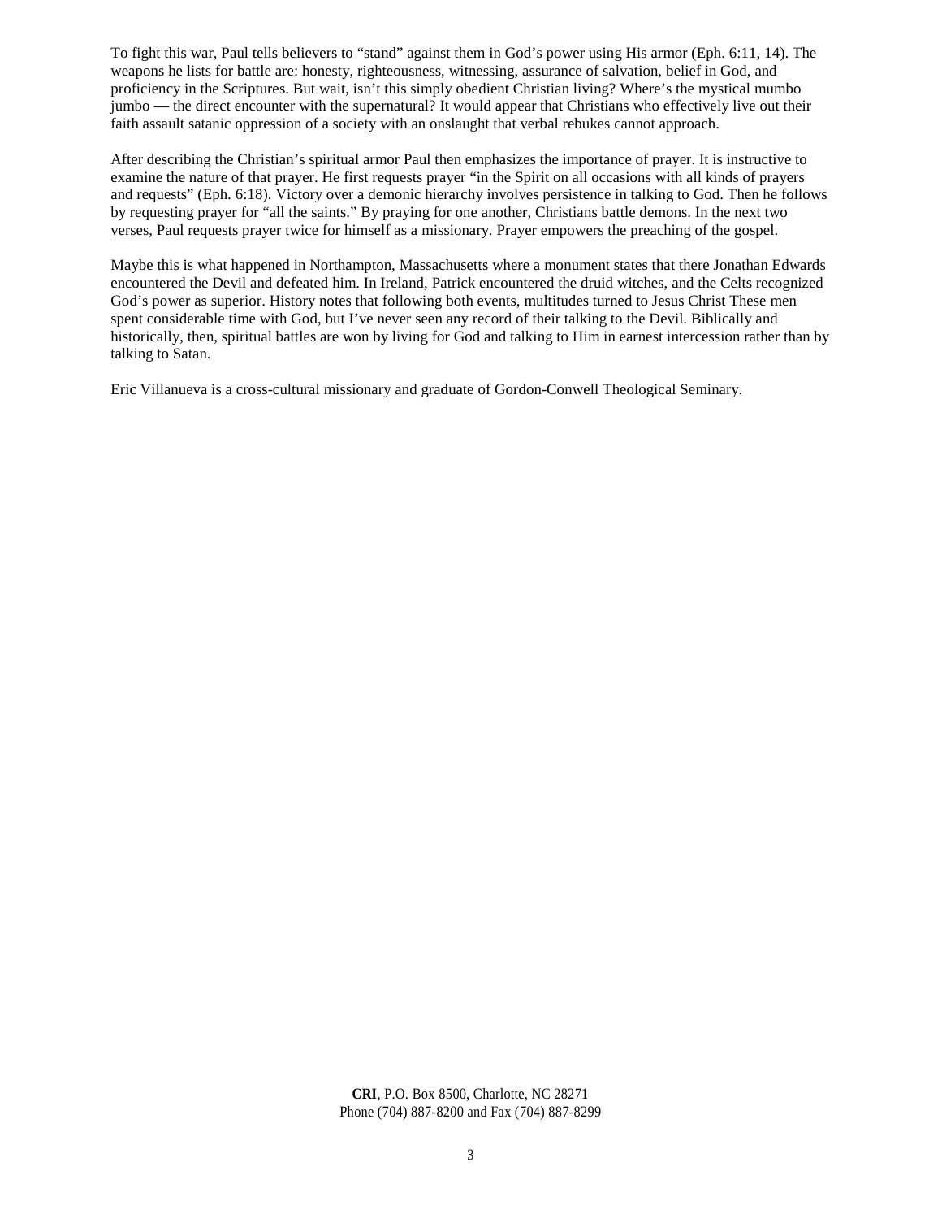To fight this war, Paul tells believers to "stand" against them in God's power using His armor (Eph. 6:11, 14). The weapons he lists for battle are: honesty, righteousness, witnessing, assurance of salvation, belief in God, and proficiency in the Scriptures. But wait, isn't this simply obedient Christian living? Where's the mystical mumbo jumbo — the direct encounter with the supernatural? It would appear that Christians who effectively live out their faith assault satanic oppression of a society with an onslaught that verbal rebukes cannot approach.

After describing the Christian's spiritual armor Paul then emphasizes the importance of prayer. It is instructive to examine the nature of that prayer. He first requests prayer "in the Spirit on all occasions with all kinds of prayers and requests" (Eph. 6:18). Victory over a demonic hierarchy involves persistence in talking to God. Then he follows by requesting prayer for "all the saints." By praying for one another, Christians battle demons. In the next two verses, Paul requests prayer twice for himself as a missionary. Prayer empowers the preaching of the gospel.

Maybe this is what happened in Northampton, Massachusetts where a monument states that there Jonathan Edwards encountered the Devil and defeated him. In Ireland, Patrick encountered the druid witches, and the Celts recognized God's power as superior. History notes that following both events, multitudes turned to Jesus Christ These men spent considerable time with God, but I've never seen any record of their talking to the Devil. Biblically and historically, then, spiritual battles are won by living for God and talking to Him in earnest intercession rather than by talking to Satan.

Eric Villanueva is a cross-cultural missionary and graduate of Gordon-Conwell Theological Seminary.

**CRI**, P.O. Box 8500, Charlotte, NC 28271
Phone (704) 887-8200 and Fax (704) 887-8299